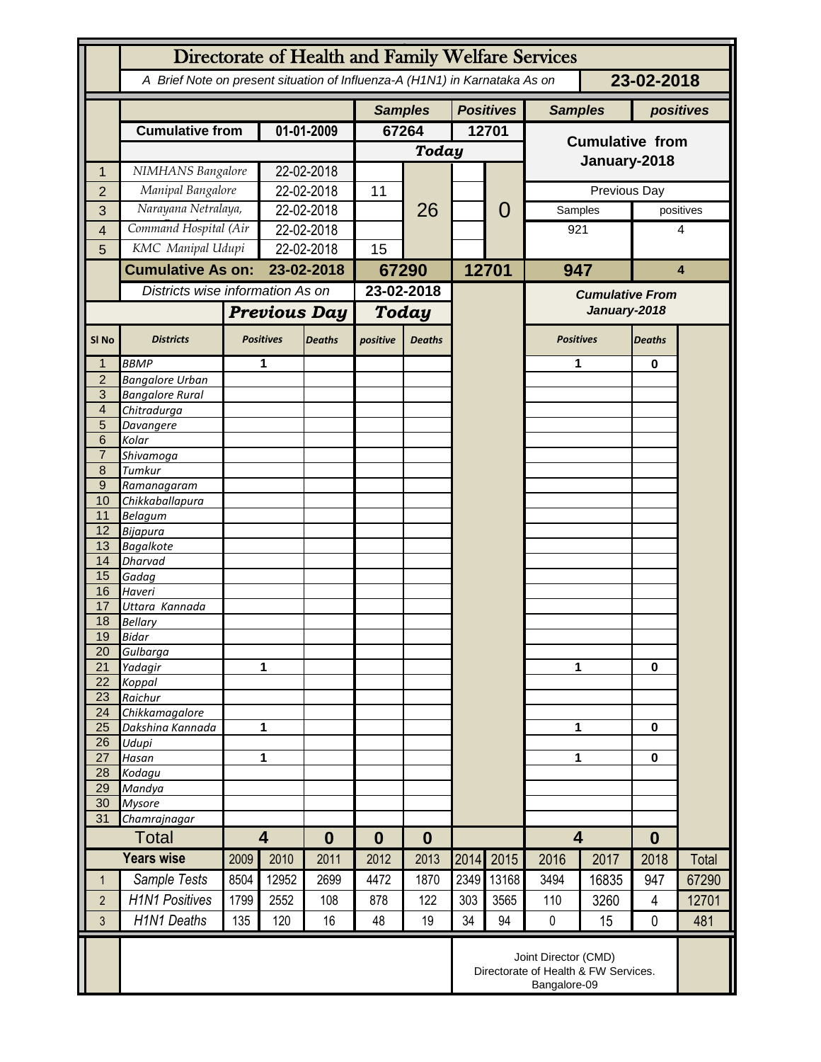# Directorate of Health and Family Welfare Services

*A Brief Note on present situation of Influenza-A (H1N1) in Karnataka As on* **23-02-2018**

| | | | Samples | | Positives | | Samples | positives |
|---|---|---|---|---|---|---|---|---|
| | **Cumulative from** | **01-01-2009** | **67264** | | **12701** | | **Cumulative from January-2018** | |
| | | | ***Today*** | | | | | |
| 1 | NIMHANS Bangalore | 22-02-2018 | | 26 | | 0 | | |
| 2 | Manipal Bangalore | 22-02-2018 | 11 | | | | Previous Day | |
| 3 | Narayana Netralaya, | 22-02-2018 | | | | | Samples | positives |
| 4 | Command Hospital (Air | 22-02-2018 | | | | | 921 | 4 |
| 5 | KMC Manipal Udupi | 22-02-2018 | 15 | | | | | |
| | **Cumulative As on:** | **23-02-2018** | **67290** | | **12701** | | **947** | **4** |

*Districts wise information As on* **23-02-2018**

| | | Previous Day | | Today | | Cumulative From January-2018 | |
|---|---|---|---|---|---|---|---|
| Sl No | Districts | Positives | Deaths | positive | Deaths | Positives | Deaths |
| 1 | BBMP | 1 | | | | 1 | 0 |
| 2 | Bangalore Urban | | | | | | |
| 3 | Bangalore Rural | | | | | | |
| 4 | Chitradurga | | | | | | |
| 5 | Davangere | | | | | | |
| 6 | Kolar | | | | | | |
| 7 | Shivamoga | | | | | | |
| 8 | Tumkur | | | | | | |
| 9 | Ramanagaram | | | | | | |
| 10 | Chikkaballapura | | | | | | |
| 11 | Belagum | | | | | | |
| 12 | Bijapura | | | | | | |
| 13 | Bagalkote | | | | | | |
| 14 | Dharvad | | | | | | |
| 15 | Gadag | | | | | | |
| 16 | Haveri | | | | | | |
| 17 | Uttara Kannada | | | | | | |
| 18 | Bellary | | | | | | |
| 19 | Bidar | | | | | | |
| 20 | Gulbarga | | | | | | |
| 21 | Yadagir | 1 | | | | 1 | 0 |
| 22 | Koppal | | | | | | |
| 23 | Raichur | | | | | | |
| 24 | Chikkamagalore | | | | | | |
| 25 | Dakshina Kannada | 1 | | | | 1 | 0 |
| 26 | Udupi | | | | | | |
| 27 | Hasan | 1 | | | | 1 | 0 |
| 28 | Kodagu | | | | | | |
| 29 | Mandya | | | | | | |
| 30 | Mysore | | | | | | |
| 31 | Chamrajnagar | | | | | | |
| | **Total** | **4** | **0** | **0** | **0** | **4** | **0** |

| | Years wise | 2009 | 2010 | 2011 | 2012 | 2013 | 2014 | 2015 | 2016 | 2017 | 2018 | Total |
|---|---|---|---|---|---|---|---|---|---|---|---|---|
| 1 | Sample Tests | 8504 | 12952 | 2699 | 4472 | 1870 | 2349 | 13168 | 3494 | 16835 | 947 | 67290 |
| 2 | H1N1 Positives | 1799 | 2552 | 108 | 878 | 122 | 303 | 3565 | 110 | 3260 | 4 | 12701 |
| 3 | H1N1 Deaths | 135 | 120 | 16 | 48 | 19 | 34 | 94 | 0 | 15 | 0 | 481 |

Joint Director (CMD)
Directorate of Health & FW Services.
Bangalore-09